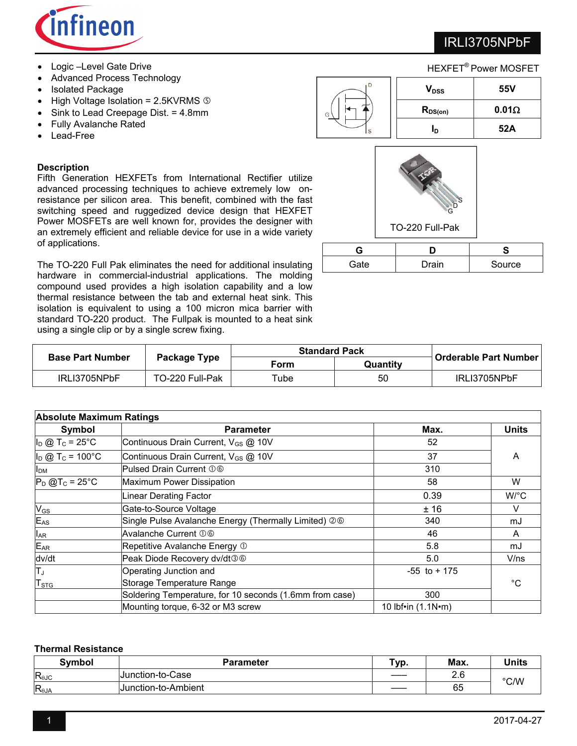# IRLI3705NPbF

- Logic –Level Gate Drive
- Advanced Process Technology
- Isolated Package
- High Voltage Isolation = 2.5KVRMS ⑤
- Sink to Lead Creepage Dist. = 4.8mm
- Fully Avalanche Rated
- Lead-Free

HEXFET® Power MOSFET

| | |
|---|---|
| $V_{DSS}$ | 55V |
| $R_{DS(on)}$ | 0.01Ω |
| $I_D$ | 52A |

TO-220 Full-Pak

| G | D | S |
|---|---|---|
| Gate | Drain | Source |

## Description

Fifth Generation HEXFETs from International Rectifier utilize advanced processing techniques to achieve extremely low on-resistance per silicon area. This benefit, combined with the fast switching speed and ruggedized device design that HEXFET Power MOSFETs are well known for, provides the designer with an extremely efficient and reliable device for use in a wide variety of applications.

The TO-220 Full Pak eliminates the need for additional insulating hardware in commercial-industrial applications. The molding compound used provides a high isolation capability and a low thermal resistance between the tab and external heat sink. This isolation is equivalent to using a 100 micron mica barrier with standard TO-220 product. The Fullpak is mounted to a heat sink using a single clip or by a single screw fixing.

| Base Part Number | Package Type | Standard Pack | | Orderable Part Number |
|---|---|---|---|---|
| | | Form | Quantity | |
| IRLI3705NPbF | TO-220 Full-Pak | Tube | 50 | IRLI3705NPbF |

**Absolute Maximum Ratings**

| Symbol | Parameter | Max. | Units |
|---|---|---|---|
| $I_D$ @ $T_C$ = 25°C | Continuous Drain Current, $V_{GS}$ @ 10V | 52 | A |
| $I_D$ @ $T_C$ = 100°C | Continuous Drain Current, $V_{GS}$ @ 10V | 37 | A |
| $I_{DM}$ | Pulsed Drain Current ①⑥ | 310 | A |
| $P_D$ @$T_C$ = 25°C | Maximum Power Dissipation | 58 | W |
| | Linear Derating Factor | 0.39 | W/°C |
| $V_{GS}$ | Gate-to-Source Voltage | ± 16 | V |
| $E_{AS}$ | Single Pulse Avalanche Energy (Thermally Limited) ②⑥ | 340 | mJ |
| $I_{AR}$ | Avalanche Current ①⑥ | 46 | A |
| $E_{AR}$ | Repetitive Avalanche Energy ① | 5.8 | mJ |
| dv/dt | Peak Diode Recovery dv/dt③⑥ | 5.0 | V/ns |
| $T_J$ <br> $T_{STG}$ | Operating Junction and <br> Storage Temperature Range | -55 to + 175 | °C |
| | Soldering Temperature, for 10 seconds (1.6mm from case) | 300 | °C |
| | Mounting torque, 6-32 or M3 screw | 10 lbf•in (1.1N•m) | |

**Thermal Resistance**

| Symbol | Parameter | Typ. | Max. | Units |
|---|---|---|---|---|
| $R_{\theta JC}$ | Junction-to-Case | —— | 2.6 | °C/W |
| $R_{\theta JA}$ | Junction-to-Ambient | —— | 65 | °C/W |

2017-04-27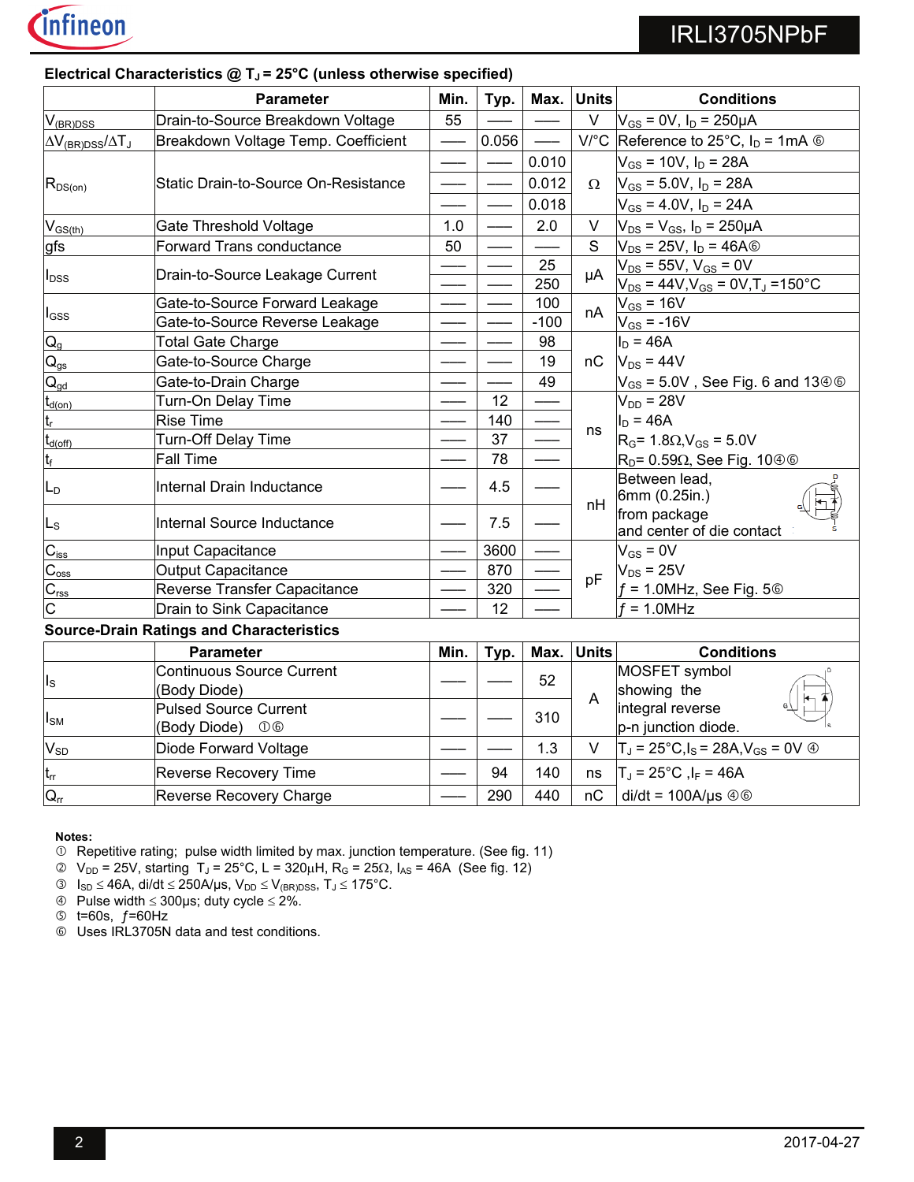## Electrical Characteristics @ $T_J$ = 25°C (unless otherwise specified)

| | Parameter | Min. | Typ. | Max. | Units | Conditions |
|---|---|---|---|---|---|---|
| $V_{(BR)DSS}$ | Drain-to-Source Breakdown Voltage | 55 | ––– | ––– | V | $V_{GS}$ = 0V, $I_D$ = 250µA |
| $\Delta V_{(BR)DSS}/\Delta T_J$ | Breakdown Voltage Temp. Coefficient | ––– | 0.056 | ––– | V/°C | Reference to 25°C, $I_D$ = 1mA ⑥ |
| $R_{DS(on)}$ | Static Drain-to-Source On-Resistance | ––– | ––– | 0.010 | Ω | $V_{GS}$ = 10V, $I_D$ = 28A |
| | | ––– | ––– | 0.012 | | $V_{GS}$ = 5.0V, $I_D$ = 28A |
| | | ––– | ––– | 0.018 | | $V_{GS}$ = 4.0V, $I_D$ = 24A |
| $V_{GS(th)}$ | Gate Threshold Voltage | 1.0 | ––– | 2.0 | V | $V_{DS}$ = $V_{GS}$, $I_D$ = 250µA |
| gfs | Forward Trans conductance | 50 | ––– | ––– | S | $V_{DS}$ = 25V, $I_D$ = 46A⑥ |
| $I_{DSS}$ | Drain-to-Source Leakage Current | ––– | ––– | 25 | µA | $V_{DS}$ = 55V, $V_{GS}$ = 0V |
| | | ––– | ––– | 250 | | $V_{DS}$ = 44V, $V_{GS}$ = 0V, $T_J$ = 150°C |
| $I_{GSS}$ | Gate-to-Source Forward Leakage | ––– | ––– | 100 | nA | $V_{GS}$ = 16V |
| | Gate-to-Source Reverse Leakage | ––– | ––– | -100 | | $V_{GS}$ = -16V |
| $Q_g$ | Total Gate Charge | ––– | ––– | 98 | nC | $I_D$ = 46A |
| $Q_{gs}$ | Gate-to-Source Charge | ––– | ––– | 19 | | $V_{DS}$ = 44V |
| $Q_{gd}$ | Gate-to-Drain Charge | ––– | ––– | 49 | | $V_{GS}$ = 5.0V , See Fig. 6 and 13④⑥ |
| $t_{d(on)}$ | Turn-On Delay Time | ––– | 12 | ––– | ns | $V_{DD}$ = 28V |
| $t_r$ | Rise Time | ––– | 140 | ––– | | $I_D$ = 46A |
| $t_{d(off)}$ | Turn-Off Delay Time | ––– | 37 | ––– | | $R_G$ = 1.8Ω, $V_{GS}$ = 5.0V |
| $t_f$ | Fall Time | ––– | 78 | ––– | | $R_D$ = 0.59Ω, See Fig. 10④⑥ |
| $L_D$ | Internal Drain Inductance | ––– | 4.5 | ––– | nH | Between lead, 6mm (0.25in.) |
| $L_S$ | Internal Source Inductance | ––– | 7.5 | ––– | | from package and center of die contact |
| $C_{iss}$ | Input Capacitance | ––– | 3600 | ––– | pF | $V_{GS}$ = 0V |
| $C_{oss}$ | Output Capacitance | ––– | 870 | ––– | | $V_{DS}$ = 25V |
| $C_{rss}$ | Reverse Transfer Capacitance | ––– | 320 | ––– | | ƒ = 1.0MHz, See Fig. 5⑥ |
| C | Drain to Sink Capacitance | ––– | 12 | ––– | | ƒ = 1.0MHz |

## Source-Drain Ratings and Characteristics

| | Parameter | Min. | Typ. | Max. | Units | Conditions |
|---|---|---|---|---|---|---|
| $I_S$ | Continuous Source Current (Body Diode) | ––– | ––– | 52 | A | MOSFET symbol showing the |
| $I_{SM}$ | Pulsed Source Current (Body Diode) ①⑥ | ––– | ––– | 310 | | integral reverse p-n junction diode. |
| $V_{SD}$ | Diode Forward Voltage | ––– | ––– | 1.3 | V | $T_J$ = 25°C, $I_S$ = 28A, $V_{GS}$ = 0V ④ |
| $t_{rr}$ | Reverse Recovery Time | ––– | 94 | 140 | ns | $T_J$ = 25°C , $I_F$ = 46A |
| $Q_{rr}$ | Reverse Recovery Charge | ––– | 290 | 440 | nC | di/dt = 100A/µs ④⑥ |

**Notes:**

① Repetitive rating; pulse width limited by max. junction temperature. (See fig. 11)
② $V_{DD}$ = 25V, starting $T_J$ = 25°C, L = 320µH, $R_G$ = 25Ω, $I_{AS}$ = 46A (See fig. 12)
③ $I_{SD} \leq$ 46A, di/dt ≤ 250A/µs, $V_{DD} \leq V_{(BR)DSS}$, $T_J \leq$ 175°C.
④ Pulse width ≤ 300µs; duty cycle ≤ 2%.
⑤ t=60s, ƒ=60Hz
⑥ Uses IRL3705N data and test conditions.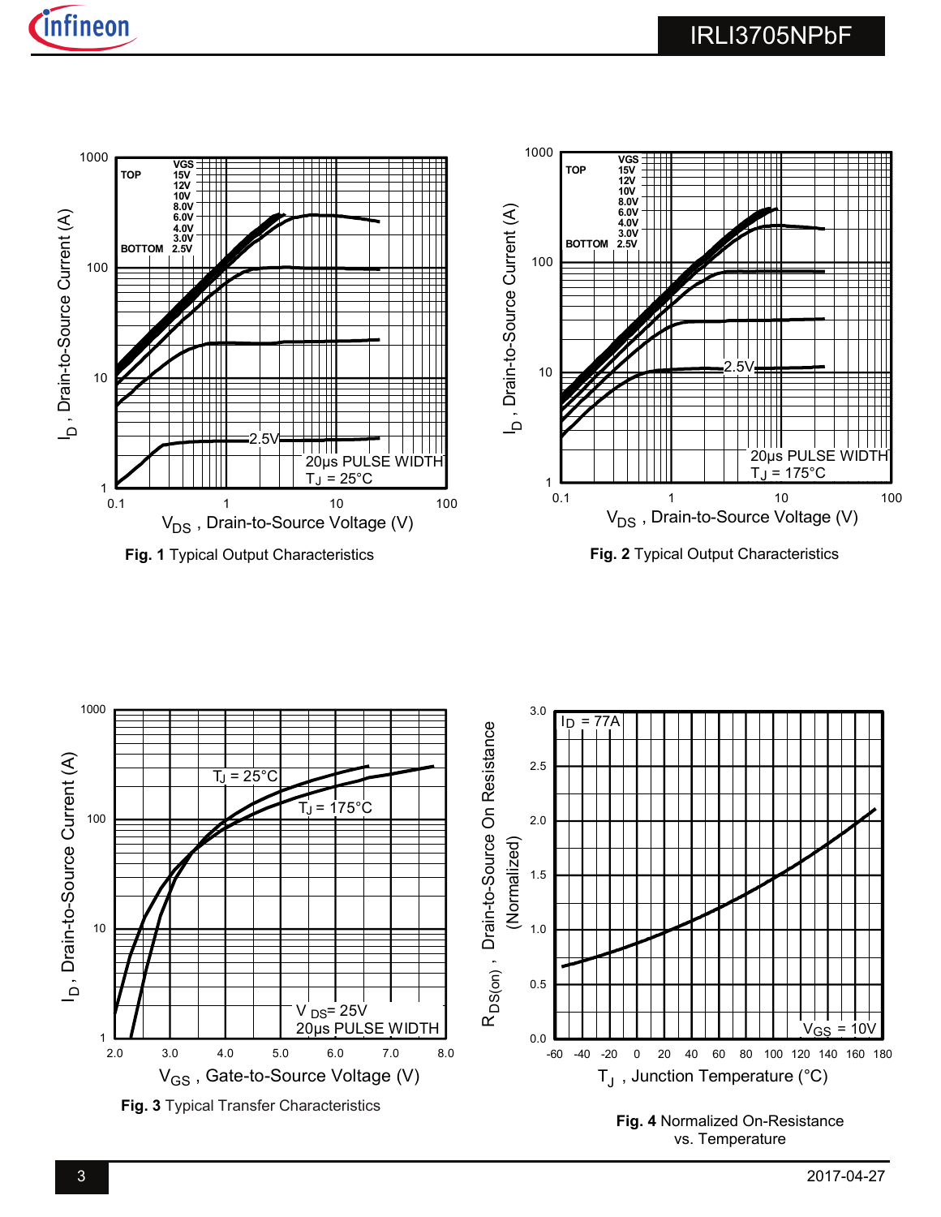**Fig. 1** Typical Output Characteristics

**Fig. 2** Typical Output Characteristics

**Fig. 3** Typical Transfer Characteristics

**Fig. 4** Normalized On-Resistance vs. Temperature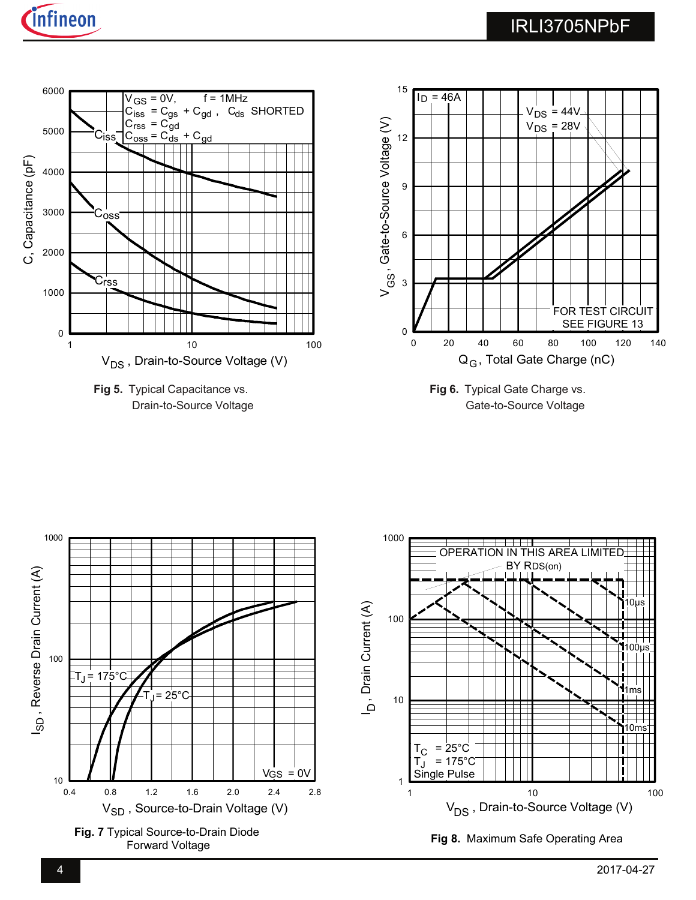$V_{GS}$ = 0V, f = 1MHz
$C_{iss}$ = $C_{gs}$ + $C_{gd}$ , $C_{ds}$ SHORTED
$C_{rss}$ = $C_{gd}$
$C_{oss}$ = $C_{ds}$ + $C_{gd}$

**Fig 5.** Typical Capacitance vs. Drain-to-Source Voltage

$I_D$ = 46A
$V_{DS}$ = 44V
$V_{DS}$ = 28V
FOR TEST CIRCUIT SEE FIGURE 13

**Fig 6.** Typical Gate Charge vs. Gate-to-Source Voltage

$T_J$ = 175°C
$T_J$ = 25°C
$V_{GS}$ = 0V

**Fig. 7** Typical Source-to-Drain Diode Forward Voltage

OPERATION IN THIS AREA LIMITED BY $R_{DS(on)}$
10µs
100µs
1ms
10ms
$T_C$ = 25°C
$T_J$ = 175°C
Single Pulse

**Fig 8.** Maximum Safe Operating Area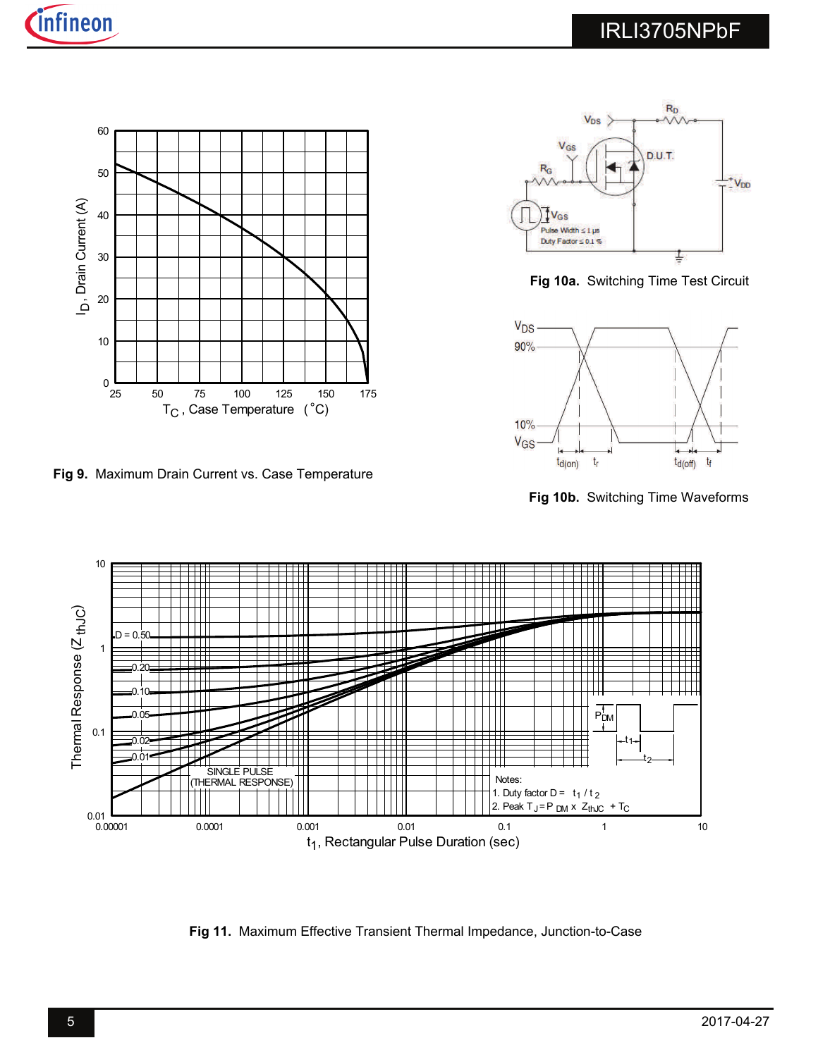**Fig 9.** Maximum Drain Current vs. Case Temperature

**Fig 10a.** Switching Time Test Circuit

**Fig 10b.** Switching Time Waveforms

**Fig 11.** Maximum Effective Transient Thermal Impedance, Junction-to-Case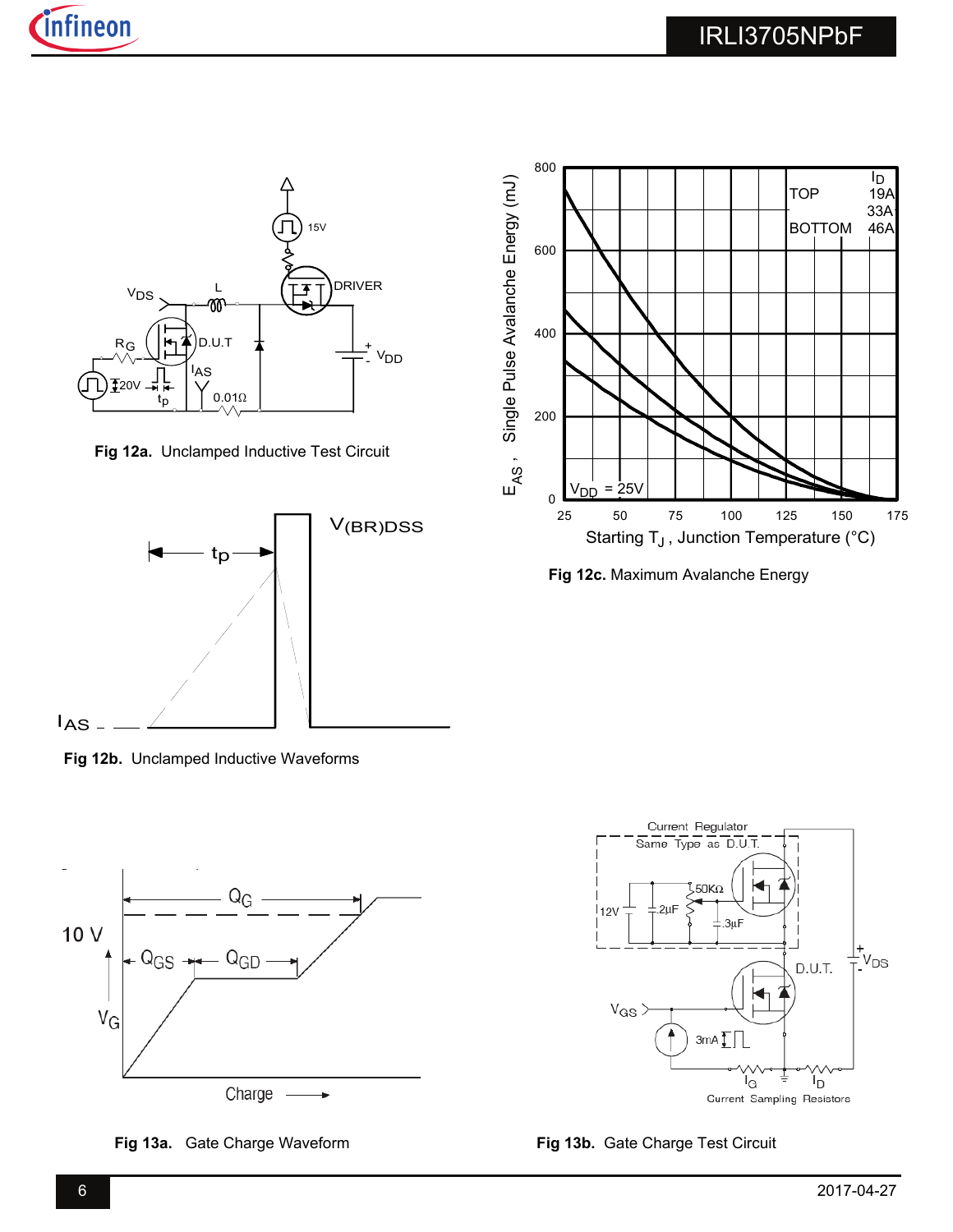Fig 12a. Unclamped Inductive Test Circuit

Fig 12b. Unclamped Inductive Waveforms

Fig 12c. Maximum Avalanche Energy

Fig 13a. Gate Charge Waveform

Fig 13b. Gate Charge Test Circuit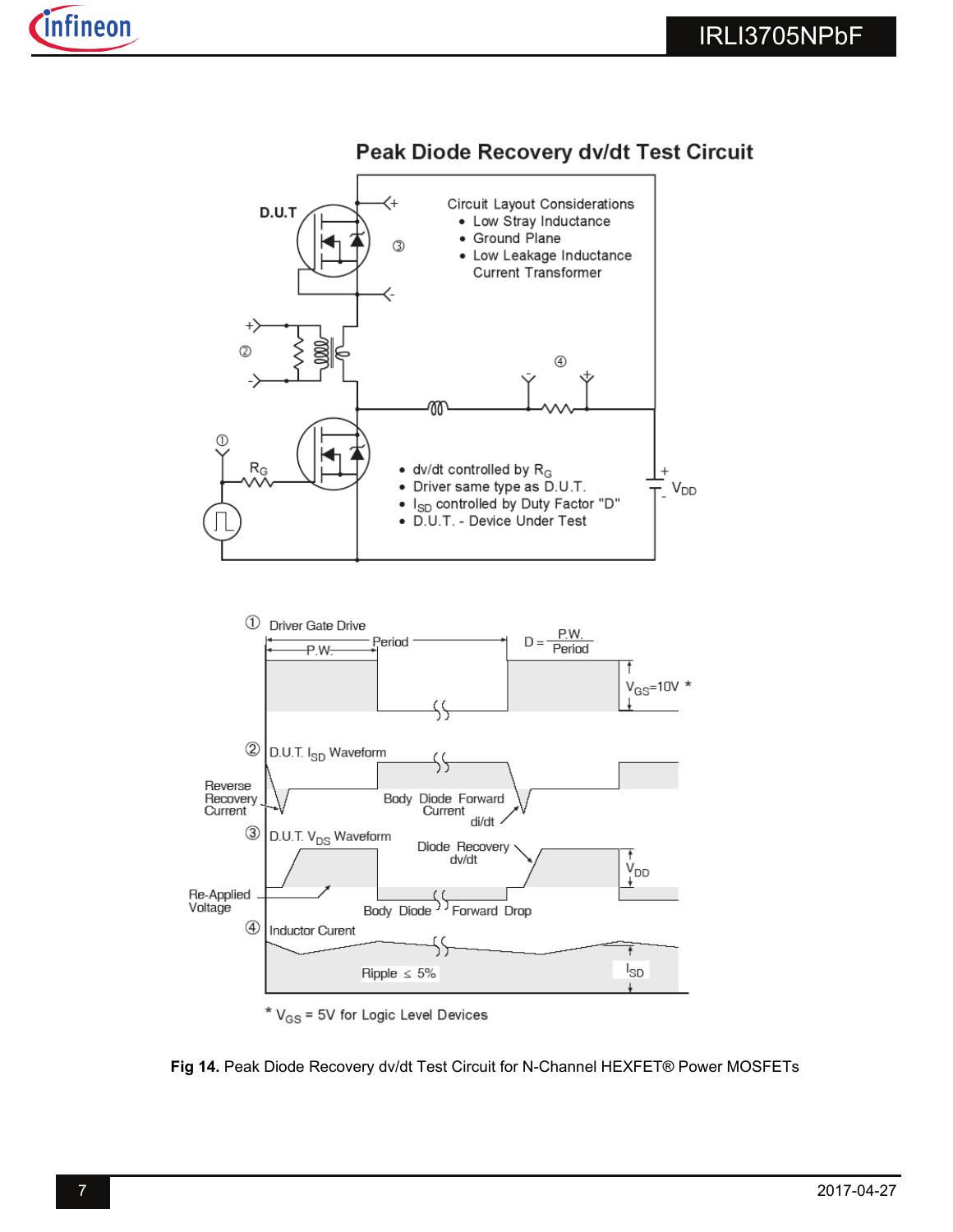## Peak Diode Recovery dv/dt Test Circuit

D.U.T

Circuit Layout Considerations
- Low Stray Inductance
- Ground Plane
- Low Leakage Inductance Current Transformer

- dv/dt controlled by $R_G$
- Driver same type as D.U.T.
- $I_{SD}$ controlled by Duty Factor "D"
- D.U.T. - Device Under Test

① Driver Gate Drive — P.W., Period, $D = \frac{P.W.}{Period}$, $V_{GS}$=10V *

② D.U.T. $I_{SD}$ Waveform — Reverse Recovery Current, Body Diode Forward Current, di/dt

③ D.U.T. $V_{DS}$ Waveform — Diode Recovery dv/dt, $V_{DD}$, Re-Applied Voltage, Body Diode Forward Drop

④ Inductor Curent — Ripple ≤ 5%, $I_{SD}$

* $V_{GS}$ = 5V for Logic Level Devices

**Fig 14.** Peak Diode Recovery dv/dt Test Circuit for N-Channel HEXFET® Power MOSFETs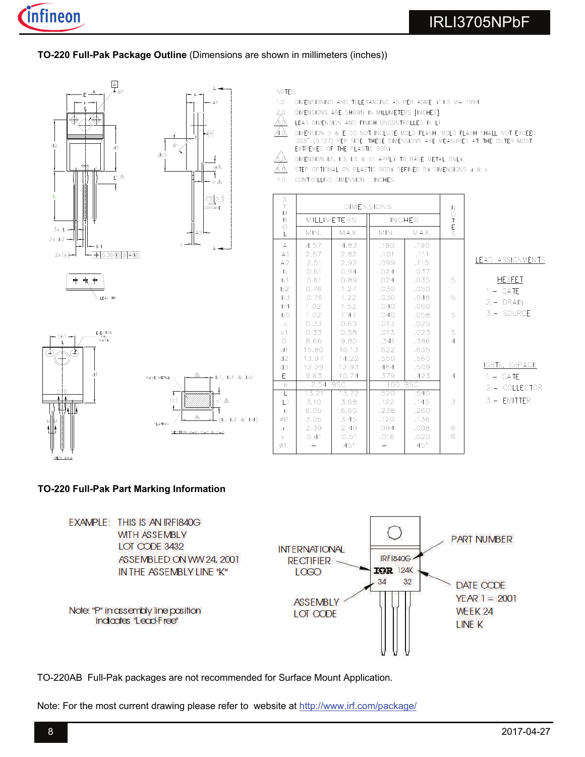## TO-220 Full-Pak Package Outline (Dimensions are shown in millimeters (inches))

NOTES:

1.0 DIMENSIONING AND TOLERANCING AS PER ASME Y14.5 M- 1994.

2.0 DIMENSIONS ARE SHOWN IN MILLIMETERS [INCHES].

3.0 LEAD DIMENSION AND FINISH UNCONTROLLED IN L1.

4.0 DIMENSION D & E DO NOT INCLUDE MOLD FLASH. MOLD FLASH SHALL NOT EXCEED .005" (0.127) PER SIDE. THESE DIMENSIONS ARE MEASURED AT THE OUTER MOST EXTREMES OF THE PLASTIC BODY.

5.0 DIMENSION b1, b3, b5 & c1 APPLY TO BASE METAL ONLY.

6.0 STEP OPTIONAL ON PLASTIC BODY DEFINED BY DIMENSIONS u & v.

7.0 CONTROLLING DIMENSION : INCHES.

| SYMBOL | DIMENSIONS | | | | NOTES |
|---|---|---|---|---|---|
| | MILLIMETERS | | INCHES | | |
| | MIN. | MAX. | MIN. | MAX. | |
| A | 4.57 | 4.83 | .180 | .190 | |
| A1 | 2.57 | 2.82 | .101 | .111 | |
| A2 | 2.51 | 2.92 | .099 | .115 | |
| b | 0.61 | 0.94 | .024 | .037 | |
| b1 | 0.61 | 0.89 | .024 | .035 | 5 |
| b2 | 0.76 | 1.27 | .030 | .050 | |
| b3 | 0.76 | 1.22 | .030 | .048 | 5 |
| b4 | 1.02 | 1.52 | .040 | .060 | |
| b5 | 1.02 | 1.47 | .040 | .058 | 5 |
| c | 0.33 | 0.63 | .013 | .025 | |
| c1 | 0.33 | 0.58 | .013 | .023 | 5 |
| D | 8.66 | 9.80 | .341 | .386 | 4 |
| d1 | 15.80 | 16.13 | .622 | .635 | |
| d2 | 13.97 | 14.22 | .550 | .560 | |
| d3 | 12.29 | 12.93 | .484 | .509 | |
| E | 9.63 | 10.74 | .379 | .423 | 4 |
| e | 2.54 BSC | | .100 BSC | | |
| L | 13.21 | 13.72 | .520 | .540 | |
| L1 | 3.10 | 3.68 | .122 | .145 | 3 |
| n | 6.05 | 6.60 | .238 | .260 | |
| øP | 3.05 | 3.45 | .120 | .136 | |
| u | 2.39 | 2.49 | .094 | .098 | 6 |
| v | 0.41 | 0.51 | .016 | .020 | 6 |
| ø1 | – | 45° | – | 45° | |

LEAD ASSIGNMENTS

HEXFET
1.- GATE
2.- DRAIN
3.- SOURCE

IGBTs, CoPACK
1.- GATE
2.- COLLECTOR
3.- EMITTER

## TO-220 Full-Pak Part Marking Information

EXAMPLE: THIS IS AN IRFI840G WITH ASSEMBLY LOT CODE 3432 ASSEMBLED ON WW 24, 2001 IN THE ASSEMBLY LINE "K"

Note: "P" in assembly line position indicates "Lead-Free"

INTERNATIONAL RECTIFIER LOGO — IRFI840G — PART NUMBER

IOR 124K — DATE CODE: YEAR 1 = 2001, WEEK 24, LINE K

34 32 — ASSEMBLY LOT CODE

TO-220AB Full-Pak packages are not recommended for Surface Mount Application.

Note: For the most current drawing please refer to website at http://www.irf.com/package/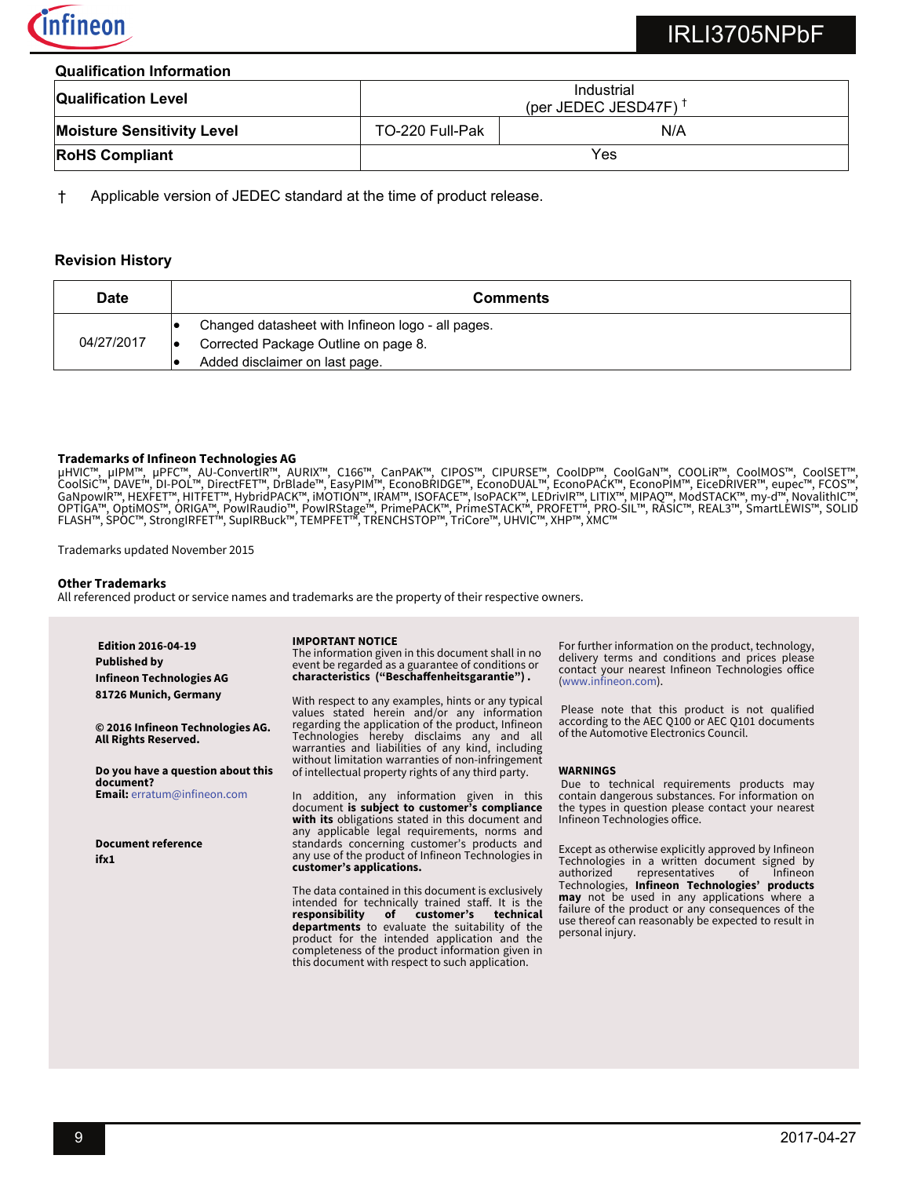### Qualification Information

| | | |
|---|---|---|
| **Qualification Level** | Industrial (per JEDEC JESD47F) † | |
| **Moisture Sensitivity Level** | TO-220 Full-Pak | N/A |
| **RoHS Compliant** | Yes | |

† Applicable version of JEDEC standard at the time of product release.

### Revision History

| Date | Comments |
|---|---|
| 04/27/2017 | • Changed datasheet with Infineon logo - all pages.<br>• Corrected Package Outline on page 8.<br>• Added disclaimer on last page. |

**Trademarks of Infineon Technologies AG**

µHVIC™, µIPM™, µPFC™, AU-ConvertIR™, AURIX™, C166™, CanPAK™, CIPOS™, CIPURSE™, CoolDP™, CoolGaN™, COOLiR™, CoolMOS™, CoolSET™, CoolSiC™, DAVE™, DI-POL™, DirectFET™, DrBlade™, EasyPIM™, EconoBRIDGE™, EconoDUAL™, EconoPACK™, EconoPIM™, EiceDRIVER™, eupec™, FCOS™, GaNpowIR™, HEXFET™, HITFET™, HybridPACK™, iMOTION™, IRAM™, ISOFACE™, IsoPACK™, LEDrivIR™, LITIX™, MIPAQ™, ModSTACK™, my-d™, NovalithIC™, OPTIGA™, OptiMOS™, ORIGA™, PowIRaudio™, PowIRStage™, PrimePACK™, PrimeSTACK™, PROFET™, PRO-SIL™, RASIC™, REAL3™, SmartLEWIS™, SOLID FLASH™, SPOC™, StrongIRFET™, SupIRBuck™, TEMPFET™, TRENCHSTOP™, TriCore™, UHVIC™, XHP™, XMC™

Trademarks updated November 2015

**Other Trademarks**

All referenced product or service names and trademarks are the property of their respective owners.

**Edition 2016-04-19**
**Published by**
**Infineon Technologies AG**
**81726 Munich, Germany**

**© 2016 Infineon Technologies AG.**
**All Rights Reserved.**

**Do you have a question about this document?**
**Email:** erratum@infineon.com

**Document reference**
**ifx1**

**IMPORTANT NOTICE**

The information given in this document shall in no event be regarded as a guarantee of conditions or **characteristics ("Beschaffenheitsgarantie")**.

With respect to any examples, hints or any typical values stated herein and/or any information regarding the application of the product, Infineon Technologies hereby disclaims any and all warranties and liabilities of any kind, including without limitation warranties of non-infringement of intellectual property rights of any third party.

In addition, any information given in this document **is subject to customer's compliance with its** obligations stated in this document and any applicable legal requirements, norms and standards concerning customer's products and any use of the product of Infineon Technologies in **customer's applications.**

The data contained in this document is exclusively intended for technically trained staff. It is the **responsibility of customer's technical departments** to evaluate the suitability of the product for the intended application and the completeness of the product information given in this document with respect to such application.

For further information on the product, technology, delivery terms and conditions and prices please contact your nearest Infineon Technologies office (www.infineon.com).

Please note that this product is not qualified according to the AEC Q100 or AEC Q101 documents of the Automotive Electronics Council.

**WARNINGS**

Due to technical requirements products may contain dangerous substances. For information on the types in question please contact your nearest Infineon Technologies office.

Except as otherwise explicitly approved by Infineon Technologies in a written document signed by authorized representatives of Infineon Technologies, **Infineon Technologies' products may** not be used in any applications where a failure of the product or any consequences of the use thereof can reasonably be expected to result in personal injury.